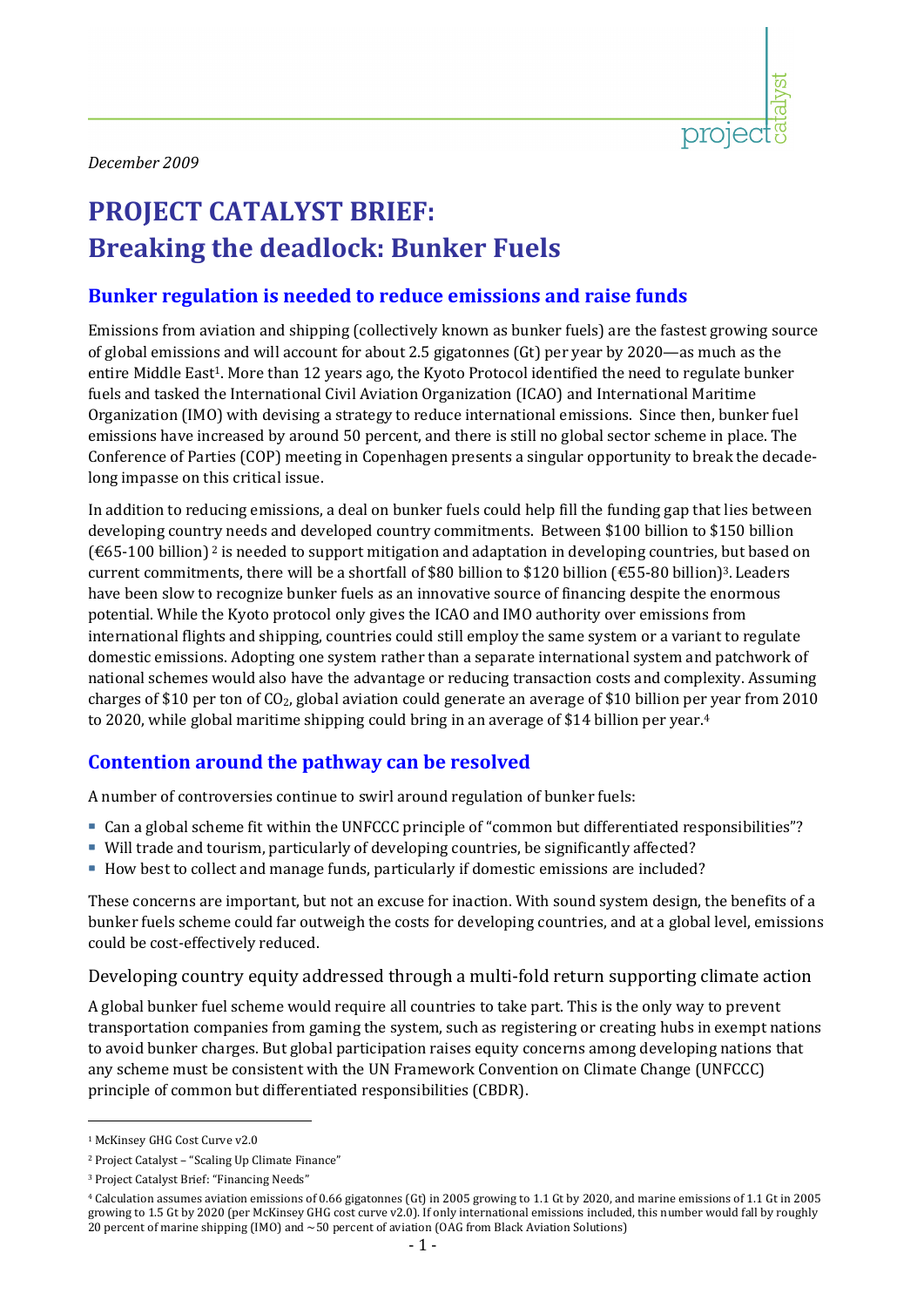*December 2009*

# PROJECT CATALYST BRIEF: Breaking the deadlock: Bunker Fuels

## Bunker regulation is needed to reduce emissions and raise funds

Emissions from aviation and shipping (collectively known as bunker fuels) are the fastest growing source of global emissions and will account for about 2.5 gigatonnes (Gt) per year by 2020—as much as the entire Middle East[1]. More than 12 years ago, the Kyoto Protocol identified the need to regulate bunker fuels and tasked the International Civil Aviation Organization (ICAO) and International Maritime Organization (IMO) with devising a strategy to reduce international emissions. Since then, bunker fuel emissions have increased by around 50 percent, and there is still no global sector scheme in place. The Conference of Parties (COP) meeting in Copenhagen presents a singular opportunity to break the decade-long impasse on this critical issue.

In addition to reducing emissions, a deal on bunker fuels could help fill the funding gap that lies between developing country needs and developed country commitments. Between $100 billion to $150 billion (€65-100 billion) [2] is needed to support mitigation and adaptation in developing countries, but based on current commitments, there will be a shortfall of $80 billion to $120 billion (€55-80 billion)[3]. Leaders have been slow to recognize bunker fuels as an innovative source of financing despite the enormous potential. While the Kyoto protocol only gives the ICAO and IMO authority over emissions from international flights and shipping, countries could still employ the same system or a variant to regulate domestic emissions. Adopting one system rather than a separate international system and patchwork of national schemes would also have the advantage or reducing transaction costs and complexity. Assuming charges of $10 per ton of $CO_2$, global aviation could generate an average of $10 billion per year from 2010 to 2020, while global maritime shipping could bring in an average of $14 billion per year.[4]

## Contention around the pathway can be resolved

A number of controversies continue to swirl around regulation of bunker fuels:

- Can a global scheme fit within the UNFCCC principle of "common but differentiated responsibilities"?
- Will trade and tourism, particularly of developing countries, be significantly affected?
- How best to collect and manage funds, particularly if domestic emissions are included?

These concerns are important, but not an excuse for inaction. With sound system design, the benefits of a bunker fuels scheme could far outweigh the costs for developing countries, and at a global level, emissions could be cost-effectively reduced.

### Developing country equity addressed through a multi-fold return supporting climate action

A global bunker fuel scheme would require all countries to take part. This is the only way to prevent transportation companies from gaming the system, such as registering or creating hubs in exempt nations to avoid bunker charges. But global participation raises equity concerns among developing nations that any scheme must be consistent with the UN Framework Convention on Climate Change (UNFCCC) principle of common but differentiated responsibilities (CBDR).

---

[1] McKinsey GHG Cost Curve v2.0

[2] Project Catalyst – "Scaling Up Climate Finance"

[3] Project Catalyst Brief: "Financing Needs"

[4] Calculation assumes aviation emissions of 0.66 gigatonnes (Gt) in 2005 growing to 1.1 Gt by 2020, and marine emissions of 1.1 Gt in 2005 growing to 1.5 Gt by 2020 (per McKinsey GHG cost curve v2.0). If only international emissions included, this number would fall by roughly 20 percent of marine shipping (IMO) and ~50 percent of aviation (OAG from Black Aviation Solutions)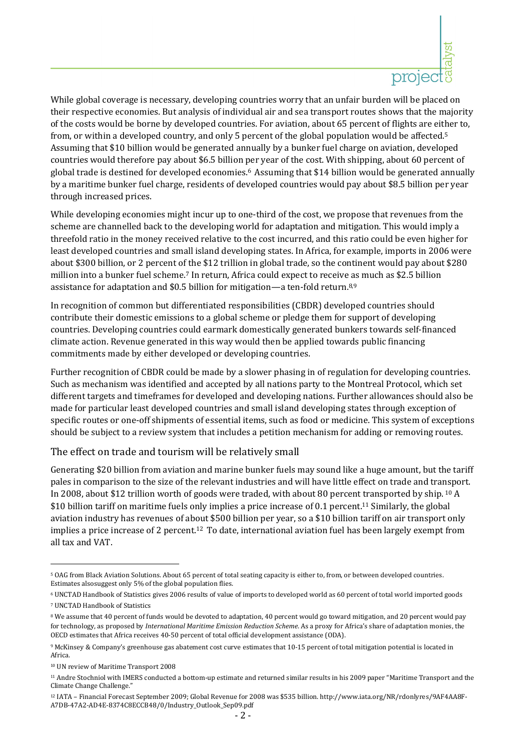While global coverage is necessary, developing countries worry that an unfair burden will be placed on their respective economies. But analysis of individual air and sea transport routes shows that the majority of the costs would be borne by developed countries. For aviation, about 65 percent of flights are either to, from, or within a developed country, and only 5 percent of the global population would be affected.[5] Assuming that $10 billion would be generated annually by a bunker fuel charge on aviation, developed countries would therefore pay about $6.5 billion per year of the cost. With shipping, about 60 percent of global trade is destined for developed economies.[6] Assuming that $14 billion would be generated annually by a maritime bunker fuel charge, residents of developed countries would pay about $8.5 billion per year through increased prices.

While developing economies might incur up to one-third of the cost, we propose that revenues from the scheme are channelled back to the developing world for adaptation and mitigation. This would imply a threefold ratio in the money received relative to the cost incurred, and this ratio could be even higher for least developed countries and small island developing states. In Africa, for example, imports in 2006 were about $300 billion, or 2 percent of the $12 trillion in global trade, so the continent would pay about $280 million into a bunker fuel scheme.[7] In return, Africa could expect to receive as much as $2.5 billion assistance for adaptation and $0.5 billion for mitigation—a ten-fold return.[8,9]

In recognition of common but differentiated responsibilities (CBDR) developed countries should contribute their domestic emissions to a global scheme or pledge them for support of developing countries. Developing countries could earmark domestically generated bunkers towards self-financed climate action. Revenue generated in this way would then be applied towards public financing commitments made by either developed or developing countries.

Further recognition of CBDR could be made by a slower phasing in of regulation for developing countries. Such as mechanism was identified and accepted by all nations party to the Montreal Protocol, which set different targets and timeframes for developed and developing nations. Further allowances should also be made for particular least developed countries and small island developing states through exception of specific routes or one-off shipments of essential items, such as food or medicine. This system of exceptions should be subject to a review system that includes a petition mechanism for adding or removing routes.

## The effect on trade and tourism will be relatively small

Generating $20 billion from aviation and marine bunker fuels may sound like a huge amount, but the tariff pales in comparison to the size of the relevant industries and will have little effect on trade and transport. In 2008, about $12 trillion worth of goods were traded, with about 80 percent transported by ship.[10] A $10 billion tariff on maritime fuels only implies a price increase of 0.1 percent.[11] Similarly, the global aviation industry has revenues of about $500 billion per year, so a $10 billion tariff on air transport only implies a price increase of 2 percent.[12] To date, international aviation fuel has been largely exempt from all tax and VAT.

---

[5] OAG from Black Aviation Solutions. About 65 percent of total seating capacity is either to, from, or between developed countries. Estimates alsosuggest only 5% of the global population flies.

[6] UNCTAD Handbook of Statistics gives 2006 results of value of imports to developed world as 60 percent of total world imported goods

[7] UNCTAD Handbook of Statistics

[8] We assume that 40 percent of funds would be devoted to adaptation, 40 percent would go toward mitigation, and 20 percent would pay for technology, as proposed by *International Maritime Emission Reduction Scheme*. As a proxy for Africa's share of adaptation monies, the OECD estimates that Africa receives 40-50 percent of total official development assistance (ODA).

[9] McKinsey & Company's greenhouse gas abatement cost curve estimates that 10-15 percent of total mitigation potential is located in Africa.

[10] UN review of Maritime Transport 2008

[11] Andre Stochniol with IMERS conducted a bottom-up estimate and returned similar results in his 2009 paper "Maritime Transport and the Climate Change Challenge."

[12] IATA – Financial Forecast September 2009; Global Revenue for 2008 was $535 billion. http://www.iata.org/NR/rdonlyres/9AF4AA8F-A7DB-47A2-AD4E-8374C8ECCB48/0/Industry_Outlook_Sep09.pdf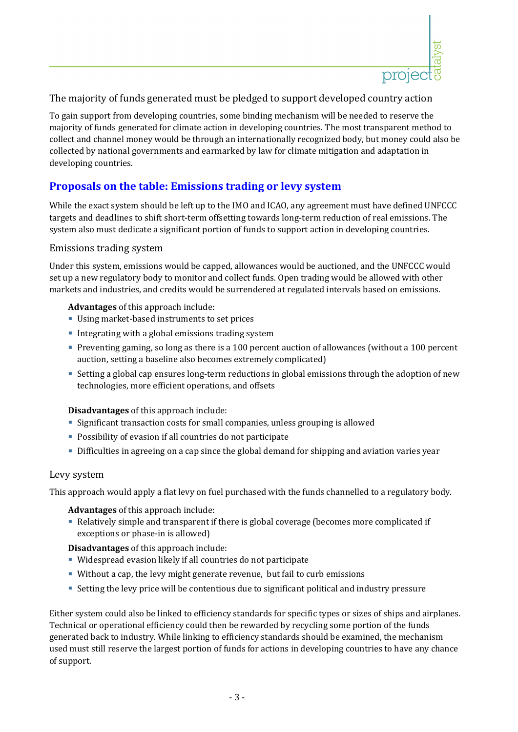### The majority of funds generated must be pledged to support developed country action

To gain support from developing countries, some binding mechanism will be needed to reserve the majority of funds generated for climate action in developing countries. The most transparent method to collect and channel money would be through an internationally recognized body, but money could also be collected by national governments and earmarked by law for climate mitigation and adaptation in developing countries.

## Proposals on the table: Emissions trading or levy system

While the exact system should be left up to the IMO and ICAO, any agreement must have defined UNFCCC targets and deadlines to shift short-term offsetting towards long-term reduction of real emissions. The system also must dedicate a significant portion of funds to support action in developing countries.

### Emissions trading system

Under this system, emissions would be capped, allowances would be auctioned, and the UNFCCC would set up a new regulatory body to monitor and collect funds. Open trading would be allowed with other markets and industries, and credits would be surrendered at regulated intervals based on emissions.

**Advantages** of this approach include:

- Using market-based instruments to set prices
- Integrating with a global emissions trading system
- Preventing gaming, so long as there is a 100 percent auction of allowances (without a 100 percent auction, setting a baseline also becomes extremely complicated)
- Setting a global cap ensures long-term reductions in global emissions through the adoption of new technologies, more efficient operations, and offsets

**Disadvantages** of this approach include:

- Significant transaction costs for small companies, unless grouping is allowed
- Possibility of evasion if all countries do not participate
- Difficulties in agreeing on a cap since the global demand for shipping and aviation varies year

### Levy system

This approach would apply a flat levy on fuel purchased with the funds channelled to a regulatory body.

**Advantages** of this approach include:

- Relatively simple and transparent if there is global coverage (becomes more complicated if exceptions or phase-in is allowed)

**Disadvantages** of this approach include:

- Widespread evasion likely if all countries do not participate
- Without a cap, the levy might generate revenue, but fail to curb emissions
- Setting the levy price will be contentious due to significant political and industry pressure

Either system could also be linked to efficiency standards for specific types or sizes of ships and airplanes. Technical or operational efficiency could then be rewarded by recycling some portion of the funds generated back to industry. While linking to efficiency standards should be examined, the mechanism used must still reserve the largest portion of funds for actions in developing countries to have any chance of support.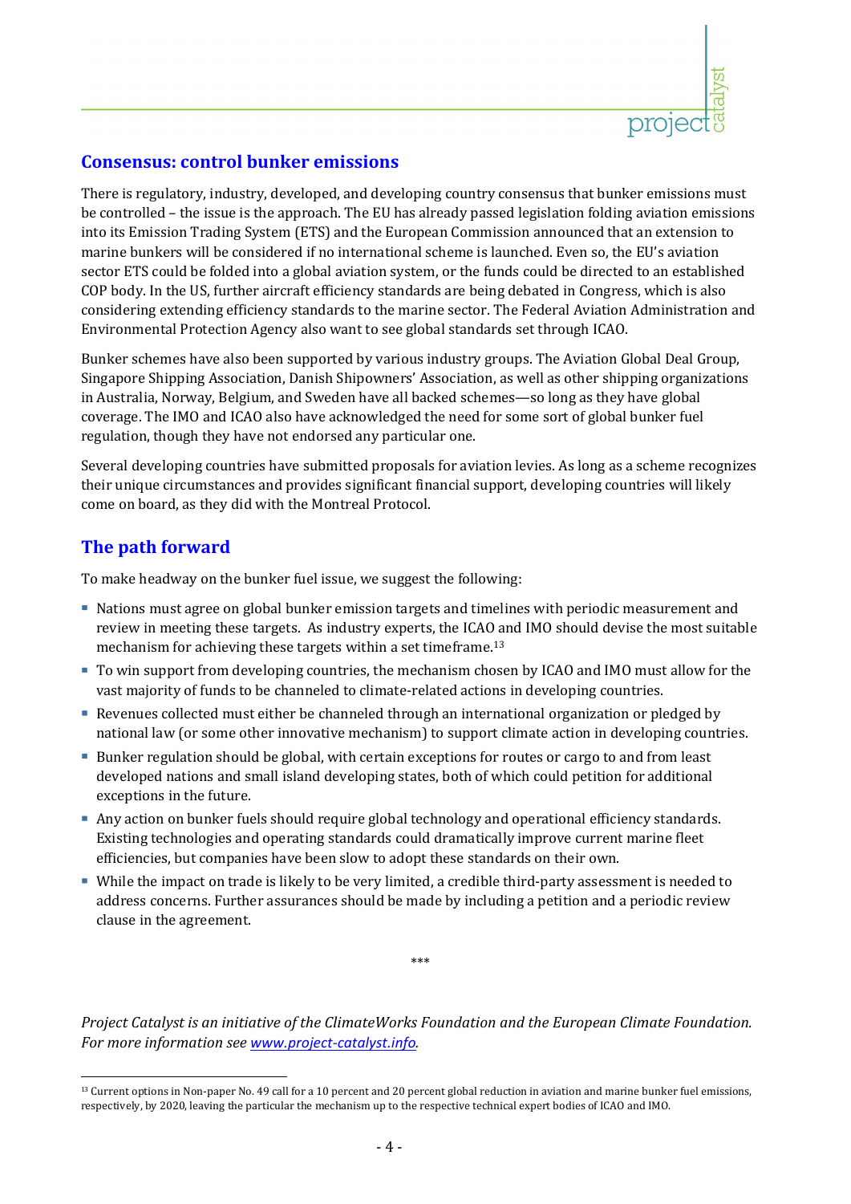## Consensus: control bunker emissions

There is regulatory, industry, developed, and developing country consensus that bunker emissions must be controlled – the issue is the approach. The EU has already passed legislation folding aviation emissions into its Emission Trading System (ETS) and the European Commission announced that an extension to marine bunkers will be considered if no international scheme is launched. Even so, the EU's aviation sector ETS could be folded into a global aviation system, or the funds could be directed to an established COP body. In the US, further aircraft efficiency standards are being debated in Congress, which is also considering extending efficiency standards to the marine sector. The Federal Aviation Administration and Environmental Protection Agency also want to see global standards set through ICAO.

Bunker schemes have also been supported by various industry groups. The Aviation Global Deal Group, Singapore Shipping Association, Danish Shipowners' Association, as well as other shipping organizations in Australia, Norway, Belgium, and Sweden have all backed schemes—so long as they have global coverage. The IMO and ICAO also have acknowledged the need for some sort of global bunker fuel regulation, though they have not endorsed any particular one.

Several developing countries have submitted proposals for aviation levies. As long as a scheme recognizes their unique circumstances and provides significant financial support, developing countries will likely come on board, as they did with the Montreal Protocol.

## The path forward

To make headway on the bunker fuel issue, we suggest the following:

- Nations must agree on global bunker emission targets and timelines with periodic measurement and review in meeting these targets. As industry experts, the ICAO and IMO should devise the most suitable mechanism for achieving these targets within a set timeframe.[13]
- To win support from developing countries, the mechanism chosen by ICAO and IMO must allow for the vast majority of funds to be channeled to climate-related actions in developing countries.
- Revenues collected must either be channeled through an international organization or pledged by national law (or some other innovative mechanism) to support climate action in developing countries.
- Bunker regulation should be global, with certain exceptions for routes or cargo to and from least developed nations and small island developing states, both of which could petition for additional exceptions in the future.
- Any action on bunker fuels should require global technology and operational efficiency standards. Existing technologies and operating standards could dramatically improve current marine fleet efficiencies, but companies have been slow to adopt these standards on their own.
- While the impact on trade is likely to be very limited, a credible third-party assessment is needed to address concerns. Further assurances should be made by including a petition and a periodic review clause in the agreement.

\*\*\*

*Project Catalyst is an initiative of the ClimateWorks Foundation and the European Climate Foundation. For more information see [www.project-catalyst.info](www.project-catalyst.info).*

[13] Current options in Non-paper No. 49 call for a 10 percent and 20 percent global reduction in aviation and marine bunker fuel emissions, respectively, by 2020, leaving the particular the mechanism up to the respective technical expert bodies of ICAO and IMO.